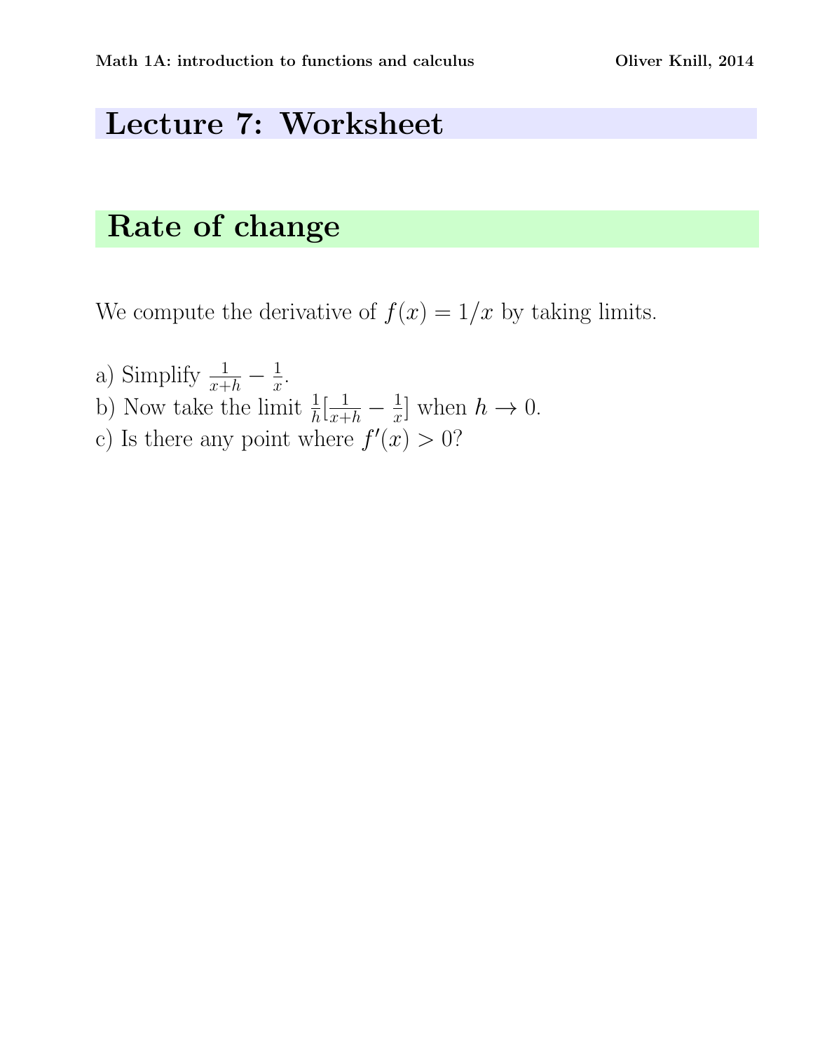# Lecture 7: Worksheet

## Rate of change

We compute the derivative of $f(x) = 1/x$ by taking limits.

a) Simplify $\frac{1}{x+h} - \frac{1}{x}$.
b) Now take the limit $\frac{1}{h}[\frac{1}{x+h} - \frac{1}{x}]$ when $h \to 0$.
c) Is there any point where $f'(x) > 0$?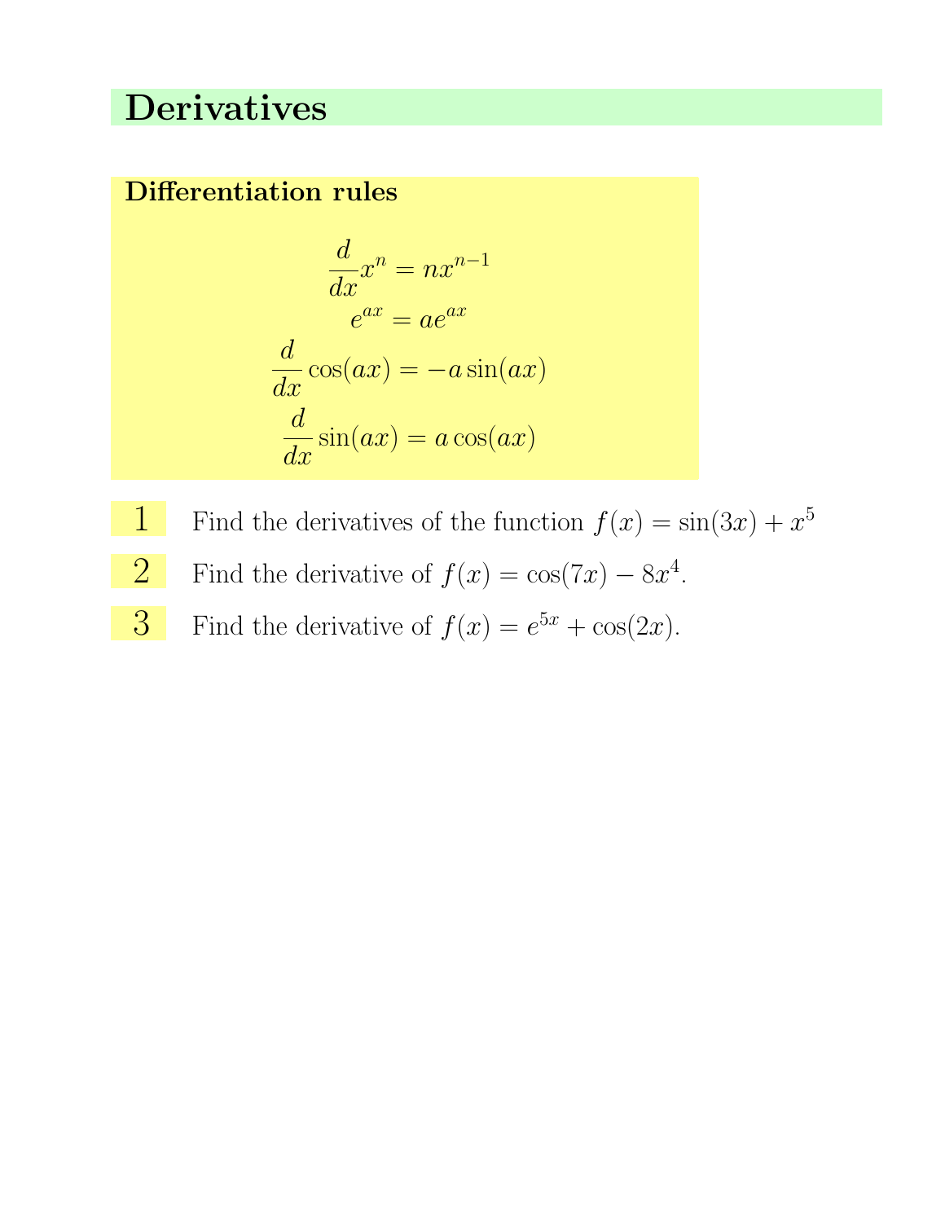# Derivatives

**Differentiation rules**

$$\frac{d}{dx}x^n = nx^{n-1}$$
$$e^{ax} = ae^{ax}$$
$$\frac{d}{dx}\cos(ax) = -a\sin(ax)$$
$$\frac{d}{dx}\sin(ax) = a\cos(ax)$$

1. Find the derivatives of the function $f(x) = \sin(3x) + x^5$

2. Find the derivative of $f(x) = \cos(7x) - 8x^4$.

3. Find the derivative of $f(x) = e^{5x} + \cos(2x)$.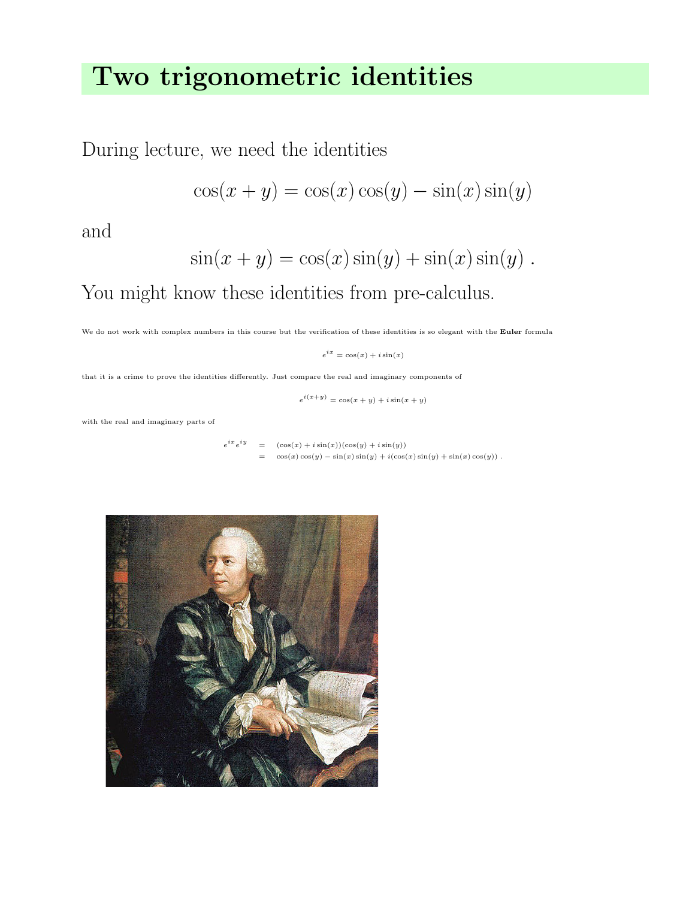# Two trigonometric identities

During lecture, we need the identities

$$\cos(x + y) = \cos(x)\cos(y) - \sin(x)\sin(y)$$

and

$$\sin(x + y) = \cos(x)\sin(y) + \sin(x)\sin(y)\ .$$

You might know these identities from pre-calculus.

We do not work with complex numbers in this course but the verification of these identities is so elegant with the **Euler** formula

$$e^{ix} = \cos(x) + i\sin(x)$$

that it is a crime to prove the identities differently. Just compare the real and imaginary components of

$$e^{i(x+y)} = \cos(x + y) + i\sin(x + y)$$

with the real and imaginary parts of

$$\begin{aligned} e^{ix}e^{iy} &= (\cos(x) + i\sin(x))(\cos(y) + i\sin(y)) \\ &= \cos(x)\cos(y) - \sin(x)\sin(y) + i(\cos(x)\sin(y) + \sin(x)\cos(y))\ . \end{aligned}$$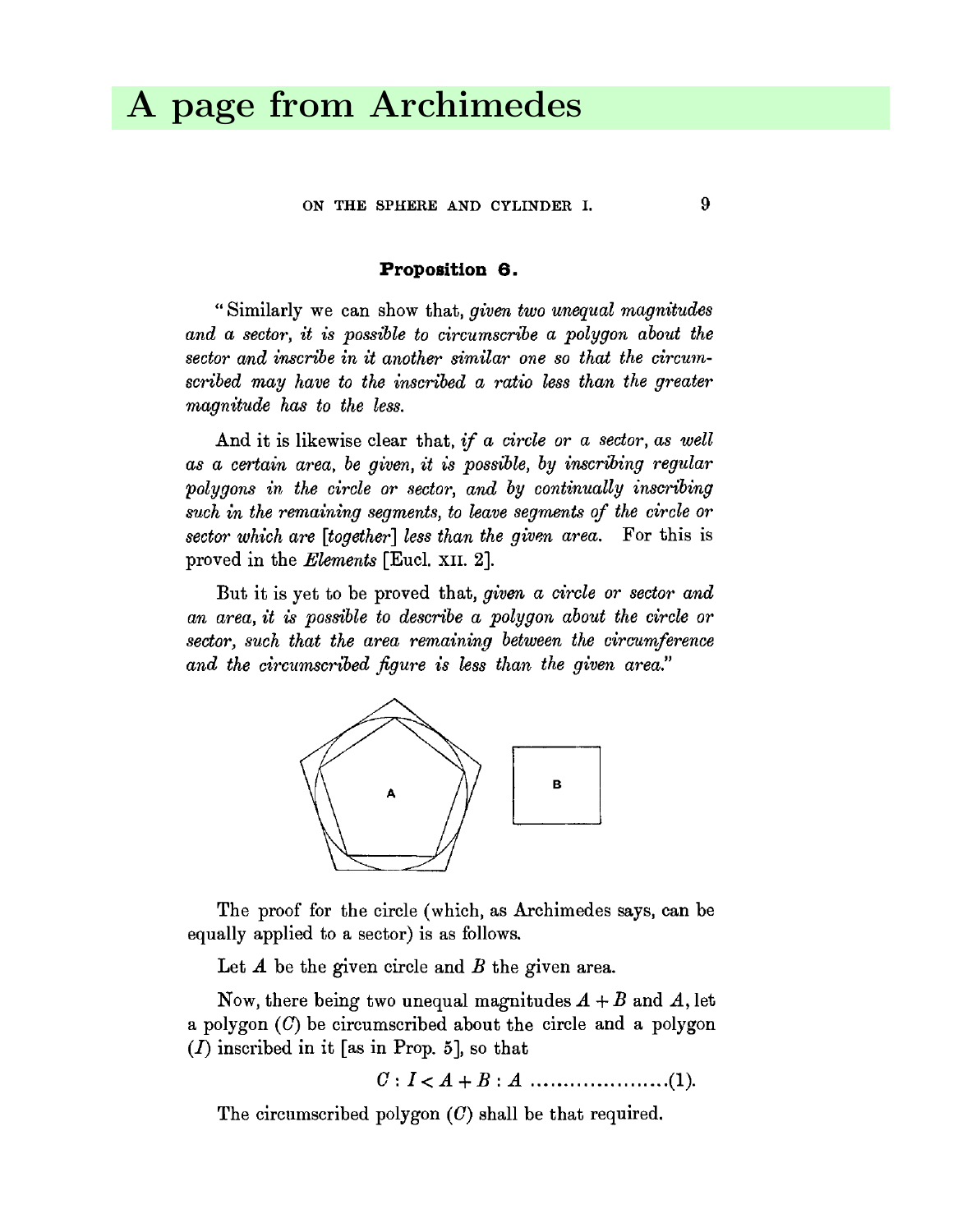# A page from Archimedes

### Proposition 6.

"Similarly we can show that, *given two unequal magnitudes and a sector, it is possible to circumscribe a polygon about the sector and inscribe in it another similar one so that the circumscribed may have to the inscribed a ratio less than the greater magnitude has to the less.*

And it is likewise clear that, *if a circle or a sector, as well as a certain area, be given, it is possible, by inscribing regular polygons in the circle or sector, and by continually inscribing such in the remaining segments, to leave segments of the circle or sector which are [together] less than the given area.* For this is proved in the *Elements* [Eucl. XII. 2].

But it is yet to be proved that, *given a circle or sector and an area, it is possible to describe a polygon about the circle or sector, such that the area remaining between the circumference and the circumscribed figure is less than the given area.*"

A

B

The proof for the circle (which, as Archimedes says, can be equally applied to a sector) is as follows.

Let $A$ be the given circle and $B$ the given area.

Now, there being two unequal magnitudes $A + B$ and $A$, let a polygon ($C$) be circumscribed about the circle and a polygon ($I$) inscribed in it [as in Prop. 5], so that

$$C : I < A + B : A \text{ .....................(1).}$$

The circumscribed polygon ($C$) shall be that required.